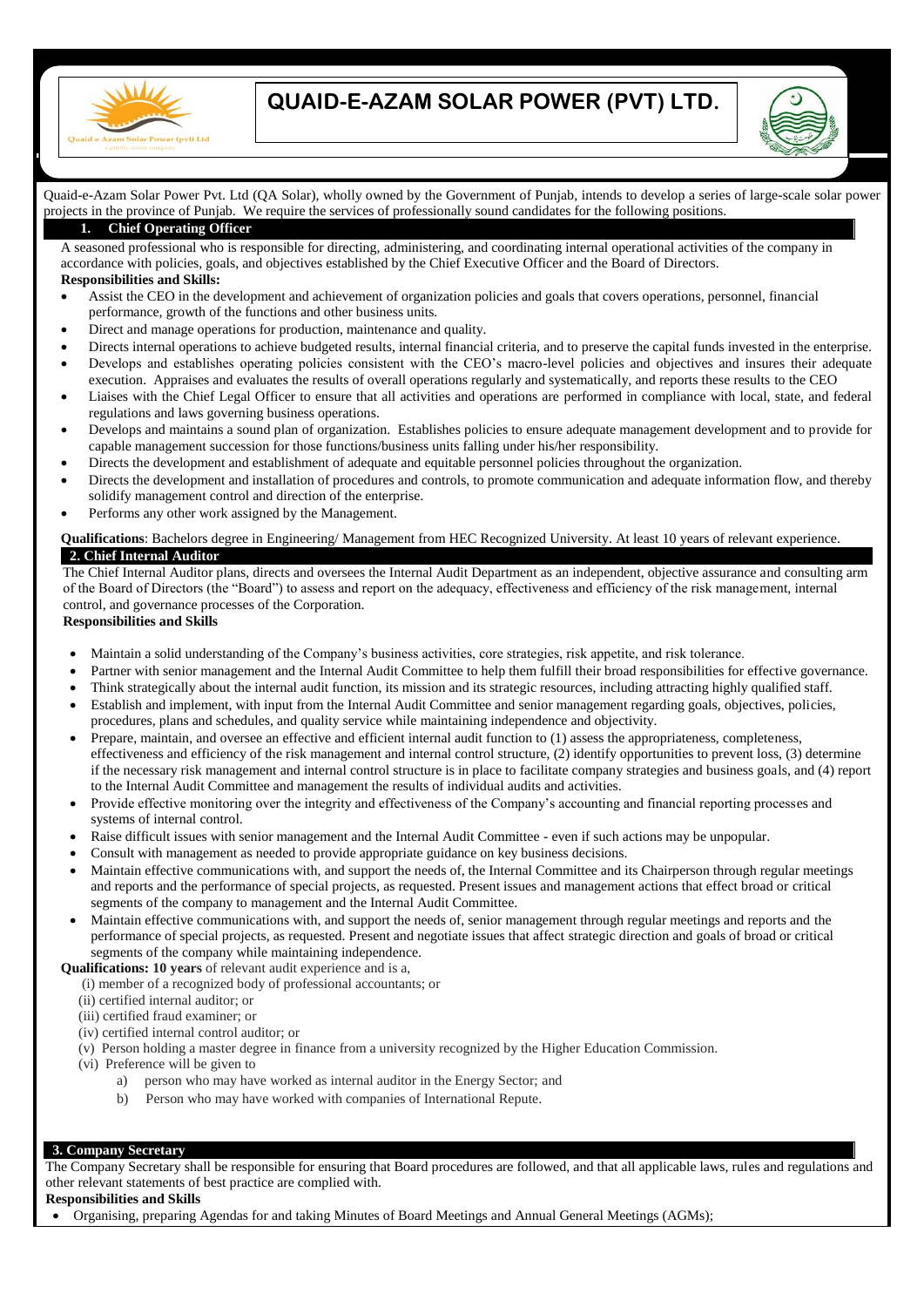# QUAID-E-AZAM SOLAR POWER (PVT) LTD.

Quaid-e-Azam Solar Power Pvt. Ltd (QA Solar), wholly owned by the Government of Punjab, intends to develop a series of large-scale solar power projects in the province of Punjab. We require the services of professionally sound candidates for the following positions.

## 1. Chief Operating Officer

A seasoned professional who is responsible for directing, administering, and coordinating internal operational activities of the company in accordance with policies, goals, and objectives established by the Chief Executive Officer and the Board of Directors.

**Responsibilities and Skills:**

- Assist the CEO in the development and achievement of organization policies and goals that covers operations, personnel, financial performance, growth of the functions and other business units.
- Direct and manage operations for production, maintenance and quality.
- Directs internal operations to achieve budgeted results, internal financial criteria, and to preserve the capital funds invested in the enterprise.
- Develops and establishes operating policies consistent with the CEO's macro-level policies and objectives and insures their adequate execution. Appraises and evaluates the results of overall operations regularly and systematically, and reports these results to the CEO
- Liaises with the Chief Legal Officer to ensure that all activities and operations are performed in compliance with local, state, and federal regulations and laws governing business operations.
- Develops and maintains a sound plan of organization. Establishes policies to ensure adequate management development and to provide for capable management succession for those functions/business units falling under his/her responsibility.
- Directs the development and establishment of adequate and equitable personnel policies throughout the organization.
- Directs the development and installation of procedures and controls, to promote communication and adequate information flow, and thereby solidify management control and direction of the enterprise.
- Performs any other work assigned by the Management.

**Qualifications**: Bachelors degree in Engineering/ Management from HEC Recognized University. At least 10 years of relevant experience.

## 2. Chief Internal Auditor

The Chief Internal Auditor plans, directs and oversees the Internal Audit Department as an independent, objective assurance and consulting arm of the Board of Directors (the "Board") to assess and report on the adequacy, effectiveness and efficiency of the risk management, internal control, and governance processes of the Corporation.

**Responsibilities and Skills**

- Maintain a solid understanding of the Company's business activities, core strategies, risk appetite, and risk tolerance.
- Partner with senior management and the Internal Audit Committee to help them fulfill their broad responsibilities for effective governance.
- Think strategically about the internal audit function, its mission and its strategic resources, including attracting highly qualified staff.
- Establish and implement, with input from the Internal Audit Committee and senior management regarding goals, objectives, policies, procedures, plans and schedules, and quality service while maintaining independence and objectivity.
- Prepare, maintain, and oversee an effective and efficient internal audit function to (1) assess the appropriateness, completeness, effectiveness and efficiency of the risk management and internal control structure, (2) identify opportunities to prevent loss, (3) determine if the necessary risk management and internal control structure is in place to facilitate company strategies and business goals, and (4) report to the Internal Audit Committee and management the results of individual audits and activities.
- Provide effective monitoring over the integrity and effectiveness of the Company's accounting and financial reporting processes and systems of internal control.
- Raise difficult issues with senior management and the Internal Audit Committee - even if such actions may be unpopular.
- Consult with management as needed to provide appropriate guidance on key business decisions.
- Maintain effective communications with, and support the needs of, the Internal Committee and its Chairperson through regular meetings and reports and the performance of special projects, as requested. Present issues and management actions that effect broad or critical segments of the company to management and the Internal Audit Committee.
- Maintain effective communications with, and support the needs of, senior management through regular meetings and reports and the performance of special projects, as requested. Present and negotiate issues that affect strategic direction and goals of broad or critical segments of the company while maintaining independence.

**Qualifications: 10 years** of relevant audit experience and is a,

(i) member of a recognized body of professional accountants; or
(ii) certified internal auditor; or
(iii) certified fraud examiner; or
(iv) certified internal control auditor; or
(v) Person holding a master degree in finance from a university recognized by the Higher Education Commission.
(vi) Preference will be given to
   a) person who may have worked as internal auditor in the Energy Sector; and
   b) Person who may have worked with companies of International Repute.

## 3. Company Secretary

The Company Secretary shall be responsible for ensuring that Board procedures are followed, and that all applicable laws, rules and regulations and other relevant statements of best practice are complied with.

**Responsibilities and Skills**

- Organising, preparing Agendas for and taking Minutes of Board Meetings and Annual General Meetings (AGMs);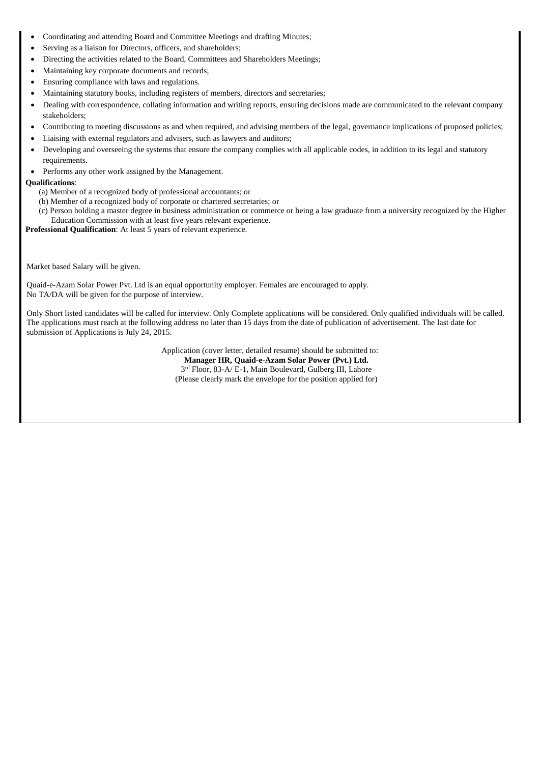- Coordinating and attending Board and Committee Meetings and drafting Minutes;
- Serving as a liaison for Directors, officers, and shareholders;
- Directing the activities related to the Board, Committees and Shareholders Meetings;
- Maintaining key corporate documents and records;
- Ensuring compliance with laws and regulations.
- Maintaining statutory books, including registers of members, directors and secretaries;
- Dealing with correspondence, collating information and writing reports, ensuring decisions made are communicated to the relevant company stakeholders;
- Contributing to meeting discussions as and when required, and advising members of the legal, governance implications of proposed policies;
- Liaising with external regulators and advisers, such as lawyers and auditors;
- Developing and overseeing the systems that ensure the company complies with all applicable codes, in addition to its legal and statutory requirements.
- Performs any other work assigned by the Management.

**Qualifications**:

(a) Member of a recognized body of professional accountants; or
(b) Member of a recognized body of corporate or chartered secretaries; or
(c) Person holding a master degree in business administration or commerce or being a law graduate from a university recognized by the Higher Education Commission with at least five years relevant experience.

**Professional Qualification**: At least 5 years of relevant experience.

Market based Salary will be given.

Quaid-e-Azam Solar Power Pvt. Ltd is an equal opportunity employer. Females are encouraged to apply.
No TA/DA will be given for the purpose of interview.

Only Short listed candidates will be called for interview. Only Complete applications will be considered. Only qualified individuals will be called. The applications must reach at the following address no later than 15 days from the date of publication of advertisement. The last date for submission of Applications is July 24, 2015.

Application (cover letter, detailed resume) should be submitted to:
**Manager HR, Quaid-e-Azam Solar Power (Pvt.) Ltd.**
3rd Floor, 83-A/ E-1, Main Boulevard, Gulberg III, Lahore
(Please clearly mark the envelope for the position applied for)